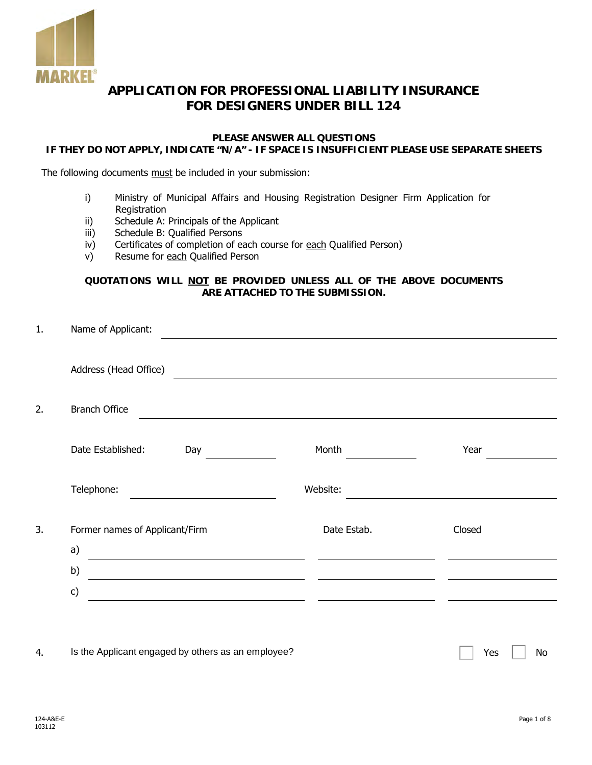MARKEL

# APPLICATION FOR PROFESSIONAL LIABILITY INSURANCE FOR DESIGNERS UNDER BILL 124

**PLEASE ANSWER ALL QUESTIONS**
**IF THEY DO NOT APPLY, INDICATE "N/A" - IF SPACE IS INSUFFICIENT PLEASE USE SEPARATE SHEETS**

The following documents must be included in your submission:

i) Ministry of Municipal Affairs and Housing Registration Designer Firm Application for Registration
ii) Schedule A: Principals of the Applicant
iii) Schedule B: Qualified Persons
iv) Certificates of completion of each course for each Qualified Person)
v) Resume for each Qualified Person

**QUOTATIONS WILL NOT BE PROVIDED UNLESS ALL OF THE ABOVE DOCUMENTS ARE ATTACHED TO THE SUBMISSION.**

1. Name of Applicant: ______________________________

   Address (Head Office) ______________________________

2. Branch Office ______________________________

   Date Established: Day ________ Month ________ Year ________

   Telephone: ________________ Website: ________________

3. Former names of Applicant/Firm

| Former names of Applicant/Firm | Date Estab. | Closed |
|---|---|---|
| a) | | |
| b) | | |
| c) | | |

4. Is the Applicant engaged by others as an employee? ☐ Yes ☐ No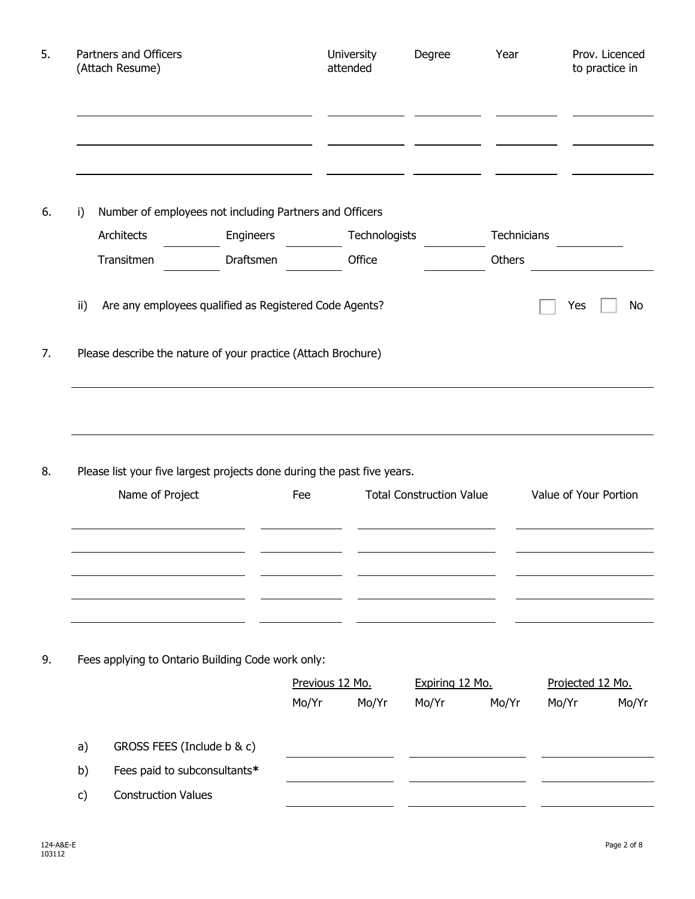5. Partners and Officers (Attach Resume)

| Partners and Officers (Attach Resume) | University attended | Degree | Year | Prov. Licenced to practice in |
|---|---|---|---|---|
| | | | | |
| | | | | |
| | | | | |

6. i) Number of employees not including Partners and Officers

| | | | | | | | |
|---|---|---|---|---|---|---|---|
| Architects | | Engineers | | Technologists | | Technicians | |
| Transitmen | | Draftsmen | | Office | | Others | |

ii) Are any employees qualified as Registered Code Agents? ☐ Yes ☐ No

7. Please describe the nature of your practice (Attach Brochure)

_______________________________________________

_______________________________________________

8. Please list your five largest projects done during the past five years.

| Name of Project | Fee | Total Construction Value | Value of Your Portion |
|---|---|---|---|
| | | | |
| | | | |
| | | | |
| | | | |
| | | | |

9. Fees applying to Ontario Building Code work only:

| | | Previous 12 Mo. | | Expiring 12 Mo. | | Projected 12 Mo. | |
|---|---|---|---|---|---|---|---|
| | | Mo/Yr | Mo/Yr | Mo/Yr | Mo/Yr | Mo/Yr | Mo/Yr |
| a) | GROSS FEES (Include b & c) | | | | | | |
| b) | Fees paid to subconsultants* | | | | | | |
| c) | Construction Values | | | | | | |

124-A&E-E
103112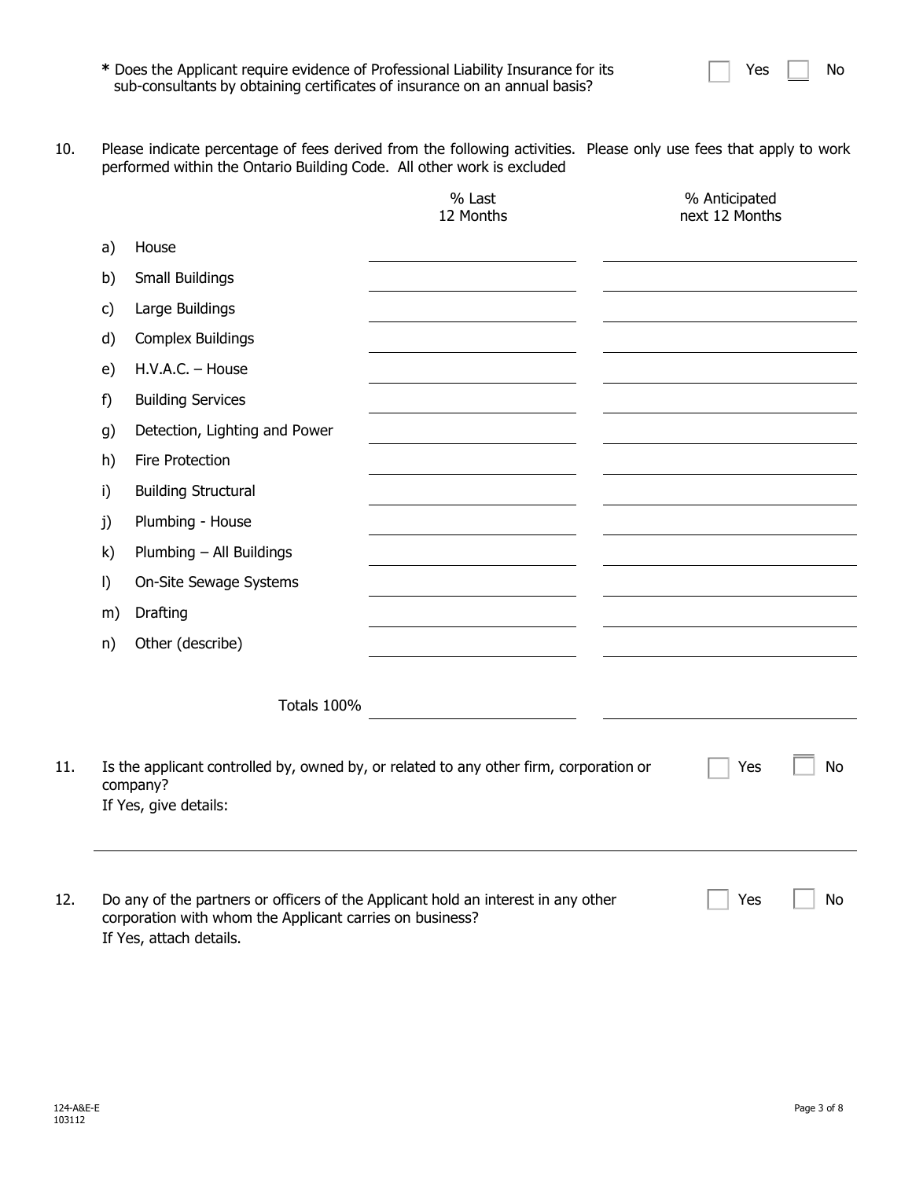**\*** Does the Applicant require evidence of Professional Liability Insurance for its sub-consultants by obtaining certificates of insurance on an annual basis? ☐ Yes ☐ No

10. Please indicate percentage of fees derived from the following activities. Please only use fees that apply to work performed within the Ontario Building Code. All other work is excluded

| | | % Last 12 Months | % Anticipated next 12 Months |
|---|---|---|---|
| a) | House | | |
| b) | Small Buildings | | |
| c) | Large Buildings | | |
| d) | Complex Buildings | | |
| e) | H.V.A.C. – House | | |
| f) | Building Services | | |
| g) | Detection, Lighting and Power | | |
| h) | Fire Protection | | |
| i) | Building Structural | | |
| j) | Plumbing - House | | |
| k) | Plumbing – All Buildings | | |
| l) | On-Site Sewage Systems | | |
| m) | Drafting | | |
| n) | Other (describe) | | |
| | Totals 100% | | |

11. Is the applicant controlled by, owned by, or related to any other firm, corporation or company? ☐ Yes ☐ No
If Yes, give details:

12. Do any of the partners or officers of the Applicant hold an interest in any other corporation with whom the Applicant carries on business? ☐ Yes ☐ No
If Yes, attach details.

124-A&E-E
103112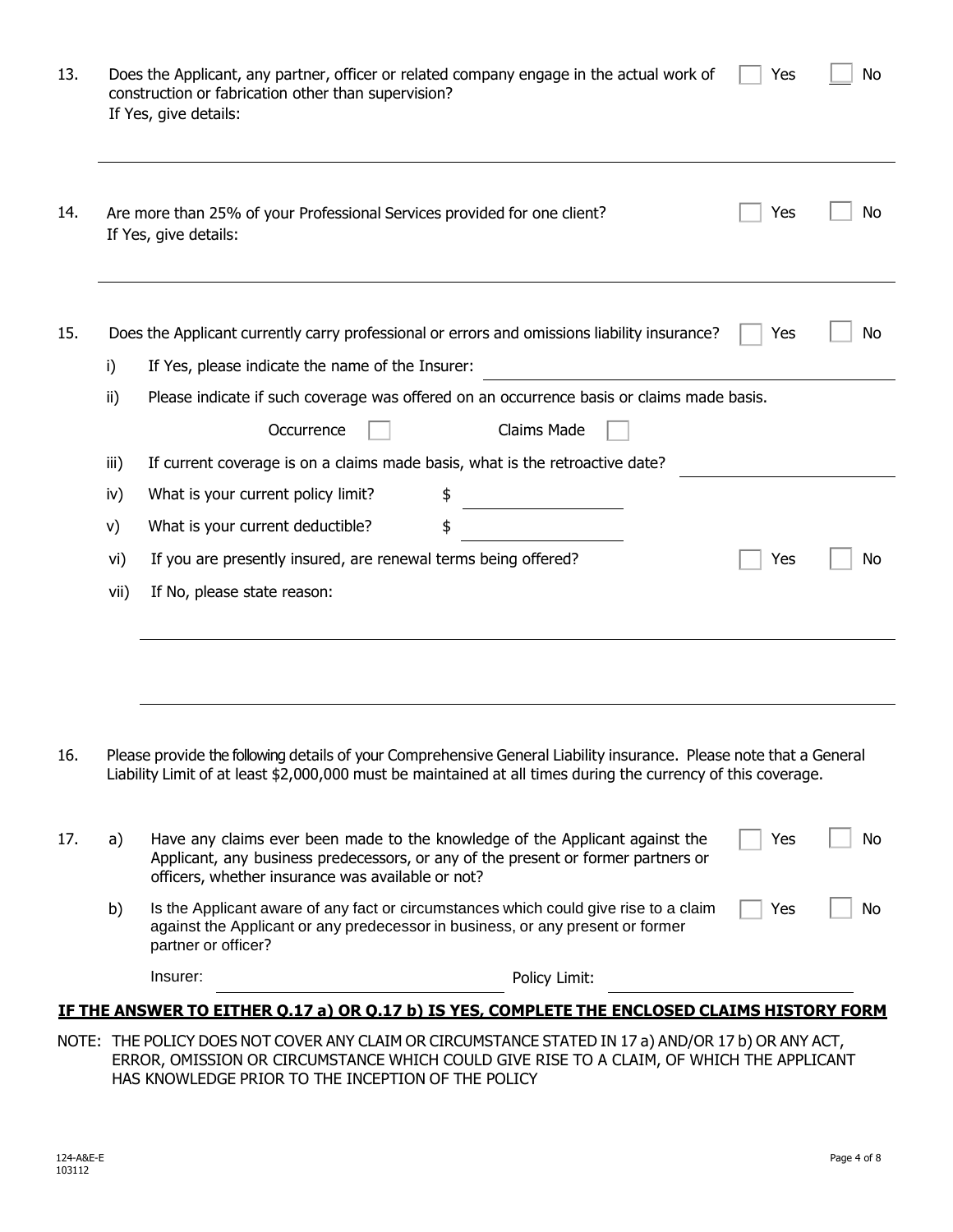13. Does the Applicant, any partner, officer or related company engage in the actual work of construction or fabrication other than supervision? ☐ Yes ☐ No

    If Yes, give details:

    ______________________________________________________________________

14. Are more than 25% of your Professional Services provided for one client? ☐ Yes ☐ No

    If Yes, give details:

    ______________________________________________________________________

15. Does the Applicant currently carry professional or errors and omissions liability insurance? ☐ Yes ☐ No

    i) If Yes, please indicate the name of the Insurer: ______________________

    ii) Please indicate if such coverage was offered on an occurrence basis or claims made basis.

       Occurrence ☐ Claims Made ☐

    iii) If current coverage is on a claims made basis, what is the retroactive date? ______________________

    iv) What is your current policy limit? $ ______________________

    v) What is your current deductible? $ ______________________

    vi) If you are presently insured, are renewal terms being offered? ☐ Yes ☐ No

    vii) If No, please state reason:

    ______________________________________________________________________

    ______________________________________________________________________

16. Please provide the following details of your Comprehensive General Liability insurance. Please note that a General Liability Limit of at least $2,000,000 must be maintained at all times during the currency of this coverage.

17. a) Have any claims ever been made to the knowledge of the Applicant against the Applicant, any business predecessors, or any of the present or former partners or officers, whether insurance was available or not? ☐ Yes ☐ No

    b) Is the Applicant aware of any fact or circumstances which could give rise to a claim against the Applicant or any predecessor in business, or any present or former partner or officer? ☐ Yes ☐ No

    Insurer: ______________________ Policy Limit: ______________________

**<u>IF THE ANSWER TO EITHER Q.17 a) OR Q.17 b) IS YES, COMPLETE THE ENCLOSED CLAIMS HISTORY FORM</u>**

NOTE: THE POLICY DOES NOT COVER ANY CLAIM OR CIRCUMSTANCE STATED IN 17 a) AND/OR 17 b) OR ANY ACT, ERROR, OMISSION OR CIRCUMSTANCE WHICH COULD GIVE RISE TO A CLAIM, OF WHICH THE APPLICANT HAS KNOWLEDGE PRIOR TO THE INCEPTION OF THE POLICY

124-A&E-E
103112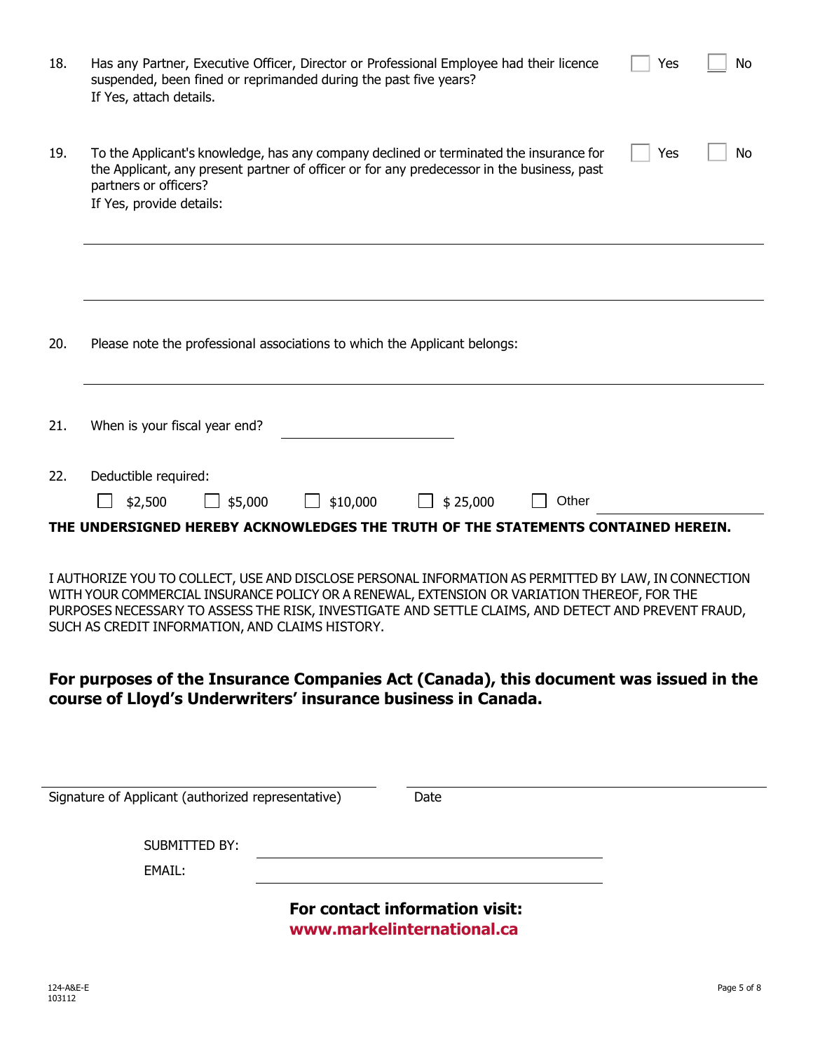18. Has any Partner, Executive Officer, Director or Professional Employee had their licence suspended, been fined or reprimanded during the past five years? ☐ Yes ☐ No
If Yes, attach details.

19. To the Applicant's knowledge, has any company declined or terminated the insurance for the Applicant, any present partner of officer or for any predecessor in the business, past partners or officers? ☐ Yes ☐ No
If Yes, provide details:

_______________________________________________

_______________________________________________

20. Please note the professional associations to which the Applicant belongs:

_______________________________________________

21. When is your fiscal year end? ____________________

22. Deductible required:
☐ $2,500 ☐ $5,000 ☐ $10,000 ☐ $ 25,000 ☐ Other ____________________

**THE UNDERSIGNED HEREBY ACKNOWLEDGES THE TRUTH OF THE STATEMENTS CONTAINED HEREIN.**

I AUTHORIZE YOU TO COLLECT, USE AND DISCLOSE PERSONAL INFORMATION AS PERMITTED BY LAW, IN CONNECTION WITH YOUR COMMERCIAL INSURANCE POLICY OR A RENEWAL, EXTENSION OR VARIATION THEREOF, FOR THE PURPOSES NECESSARY TO ASSESS THE RISK, INVESTIGATE AND SETTLE CLAIMS, AND DETECT AND PREVENT FRAUD, SUCH AS CREDIT INFORMATION, AND CLAIMS HISTORY.

**For purposes of the Insurance Companies Act (Canada), this document was issued in the course of Lloyd's Underwriters' insurance business in Canada.**

____________________________________ ____________________________________
Signature of Applicant (authorized representative) Date

SUBMITTED BY: ____________________________________

EMAIL: ____________________________________

**For contact information visit:**
**www.markelinternational.ca**

124-A&E-E
103112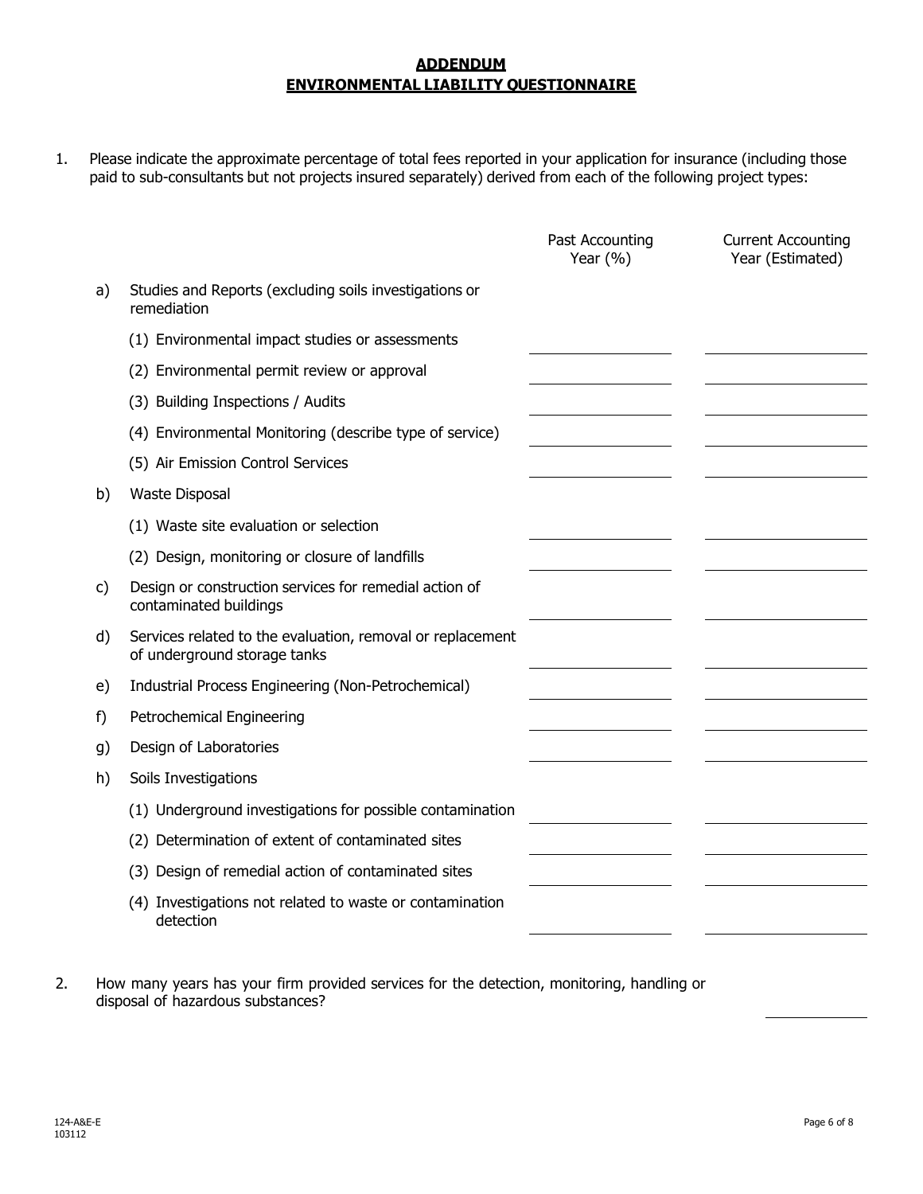## ADDENDUM
## ENVIRONMENTAL LIABILITY QUESTIONNAIRE

1. Please indicate the approximate percentage of total fees reported in your application for insurance (including those paid to sub-consultants but not projects insured separately) derived from each of the following project types:

| | | Past Accounting Year (%) | Current Accounting Year (Estimated) |
|---|---|---|---|
| a) | Studies and Reports (excluding soils investigations or remediation | | |
| | (1) Environmental impact studies or assessments | | |
| | (2) Environmental permit review or approval | | |
| | (3) Building Inspections / Audits | | |
| | (4) Environmental Monitoring (describe type of service) | | |
| | (5) Air Emission Control Services | | |
| b) | Waste Disposal | | |
| | (1) Waste site evaluation or selection | | |
| | (2) Design, monitoring or closure of landfills | | |
| c) | Design or construction services for remedial action of contaminated buildings | | |
| d) | Services related to the evaluation, removal or replacement of underground storage tanks | | |
| e) | Industrial Process Engineering (Non-Petrochemical) | | |
| f) | Petrochemical Engineering | | |
| g) | Design of Laboratories | | |
| h) | Soils Investigations | | |
| | (1) Underground investigations for possible contamination | | |
| | (2) Determination of extent of contaminated sites | | |
| | (3) Design of remedial action of contaminated sites | | |
| | (4) Investigations not related to waste or contamination detection | | |

2. How many years has your firm provided services for the detection, monitoring, handling or disposal of hazardous substances? ____________

124-A&E-E
103112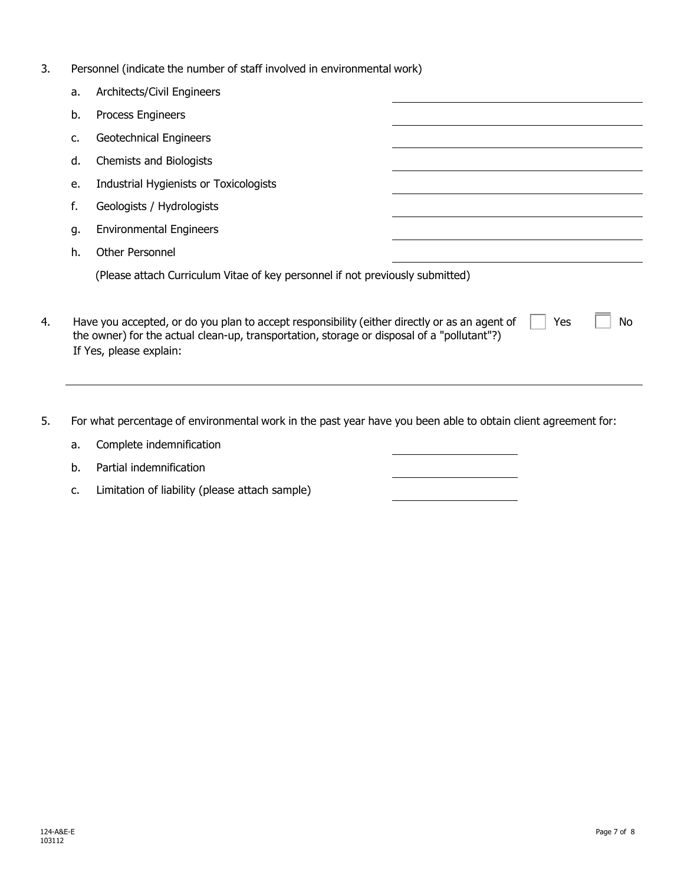3. Personnel (indicate the number of staff involved in environmental work)

   a. Architects/Civil Engineers \_\_\_\_\_\_\_\_\_\_\_\_\_\_\_\_\_\_\_\_

   b. Process Engineers \_\_\_\_\_\_\_\_\_\_\_\_\_\_\_\_\_\_\_\_

   c. Geotechnical Engineers \_\_\_\_\_\_\_\_\_\_\_\_\_\_\_\_\_\_\_\_

   d. Chemists and Biologists \_\_\_\_\_\_\_\_\_\_\_\_\_\_\_\_\_\_\_\_

   e. Industrial Hygienists or Toxicologists \_\_\_\_\_\_\_\_\_\_\_\_\_\_\_\_\_\_\_\_

   f. Geologists / Hydrologists \_\_\_\_\_\_\_\_\_\_\_\_\_\_\_\_\_\_\_\_

   g. Environmental Engineers \_\_\_\_\_\_\_\_\_\_\_\_\_\_\_\_\_\_\_\_

   h. Other Personnel \_\_\_\_\_\_\_\_\_\_\_\_\_\_\_\_\_\_\_\_

   (Please attach Curriculum Vitae of key personnel if not previously submitted)

4. Have you accepted, or do you plan to accept responsibility (either directly or as an agent of the owner) for the actual clean-up, transportation, storage or disposal of a "pollutant"?) ☐ Yes ☐ No

   If Yes, please explain:

   \_\_\_\_\_\_\_\_\_\_\_\_\_\_\_\_\_\_\_\_\_\_\_\_\_\_\_\_\_\_\_\_\_\_\_\_\_\_\_\_\_\_\_\_\_\_\_\_\_\_\_\_\_\_\_\_

5. For what percentage of environmental work in the past year have you been able to obtain client agreement for:

   a. Complete indemnification \_\_\_\_\_\_\_\_\_\_\_\_\_\_\_\_\_\_\_\_

   b. Partial indemnification \_\_\_\_\_\_\_\_\_\_\_\_\_\_\_\_\_\_\_\_

   c. Limitation of liability (please attach sample) \_\_\_\_\_\_\_\_\_\_\_\_\_\_\_\_\_\_\_\_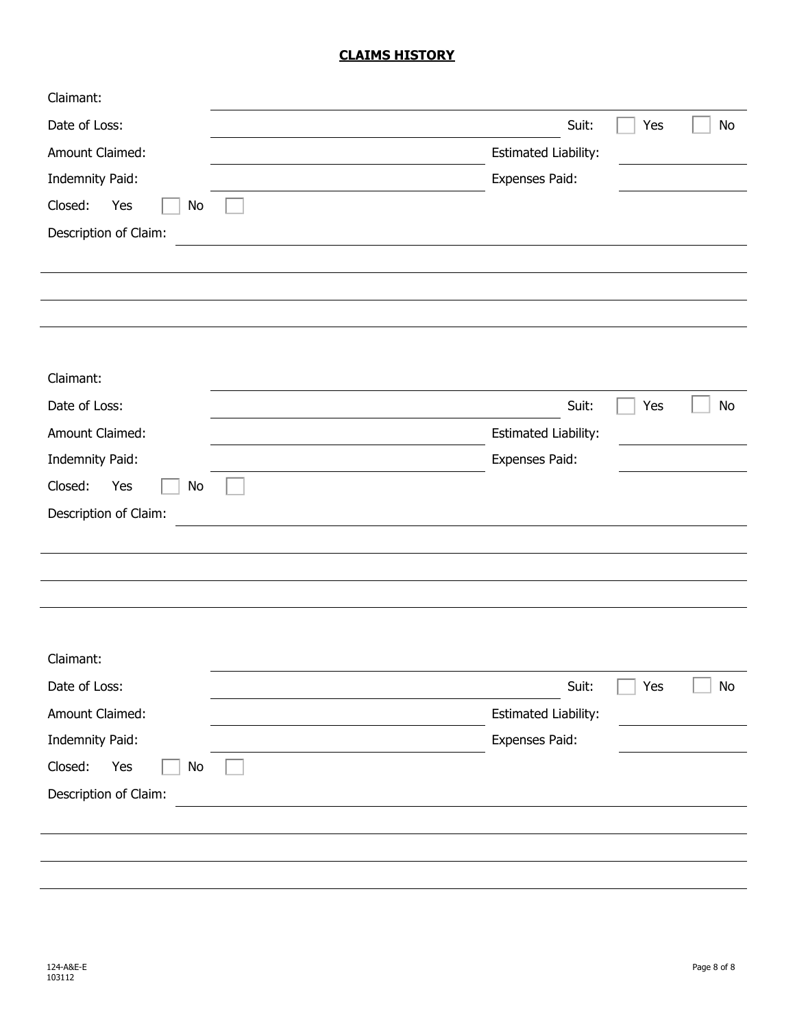**CLAIMS HISTORY**

Claimant: ______________________________

Date of Loss: ______________________________ Suit: ☐ Yes ☐ No

Amount Claimed: ______________________________ Estimated Liability: ______________

Indemnity Paid: ______________________________ Expenses Paid: ______________

Closed: Yes ☐ No ☐

Description of Claim: ______________________________

______________________________

______________________________

______________________________

Claimant: ______________________________

Date of Loss: ______________________________ Suit: ☐ Yes ☐ No

Amount Claimed: ______________________________ Estimated Liability: ______________

Indemnity Paid: ______________________________ Expenses Paid: ______________

Closed: Yes ☐ No ☐

Description of Claim: ______________________________

______________________________

______________________________

______________________________

Claimant: ______________________________

Date of Loss: ______________________________ Suit: ☐ Yes ☐ No

Amount Claimed: ______________________________ Estimated Liability: ______________

Indemnity Paid: ______________________________ Expenses Paid: ______________

Closed: Yes ☐ No ☐

Description of Claim: ______________________________

______________________________

______________________________

______________________________

124-A&E-E
103112